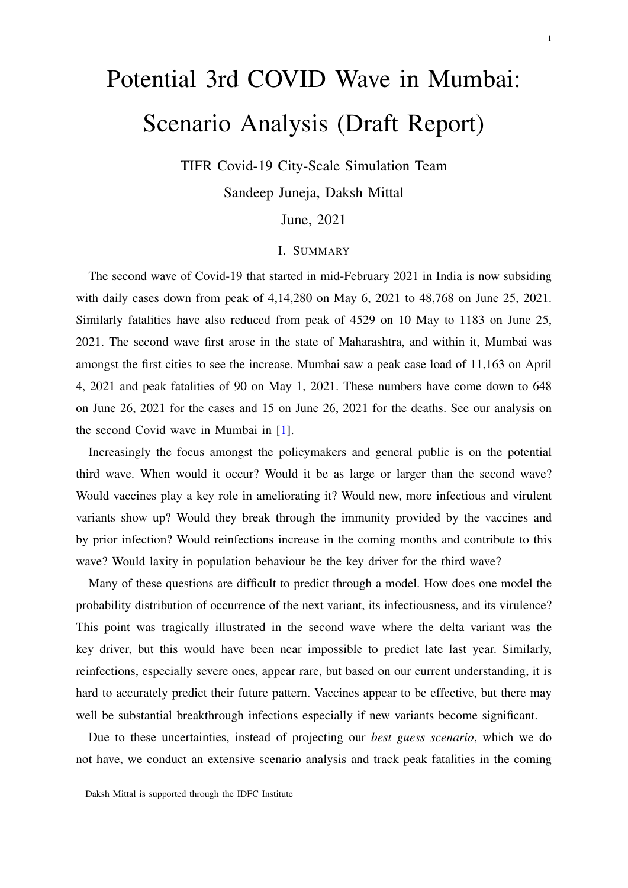# Potential 3rd COVID Wave in Mumbai: Scenario Analysis (Draft Report)

TIFR Covid-19 City-Scale Simulation Team

Sandeep Juneja, Daksh Mittal

June, 2021

## I. Summary

The second wave of Covid-19 that started in mid-February 2021 in India is now subsiding with daily cases down from peak of 4,14,280 on May 6, 2021 to 48,768 on June 25, 2021. Similarly fatalities have also reduced from peak of 4529 on 10 May to 1183 on June 25, 2021. The second wave first arose in the state of Maharashtra, and within it, Mumbai was amongst the first cities to see the increase. Mumbai saw a peak case load of 11,163 on April 4, 2021 and peak fatalities of 90 on May 1, 2021. These numbers have come down to 648 on June 26, 2021 for the cases and 15 on June 26, 2021 for the deaths. See our analysis on the second Covid wave in Mumbai in [1].

Increasingly the focus amongst the policymakers and general public is on the potential third wave. When would it occur? Would it be as large or larger than the second wave? Would vaccines play a key role in ameliorating it? Would new, more infectious and virulent variants show up? Would they break through the immunity provided by the vaccines and by prior infection? Would reinfections increase in the coming months and contribute to this wave? Would laxity in population behaviour be the key driver for the third wave?

Many of these questions are difficult to predict through a model. How does one model the probability distribution of occurrence of the next variant, its infectiousness, and its virulence? This point was tragically illustrated in the second wave where the delta variant was the key driver, but this would have been near impossible to predict late last year. Similarly, reinfections, especially severe ones, appear rare, but based on our current understanding, it is hard to accurately predict their future pattern. Vaccines appear to be effective, but there may well be substantial breakthrough infections especially if new variants become significant.

Due to these uncertainties, instead of projecting our *best guess scenario*, which we do not have, we conduct an extensive scenario analysis and track peak fatalities in the coming

Daksh Mittal is supported through the IDFC Institute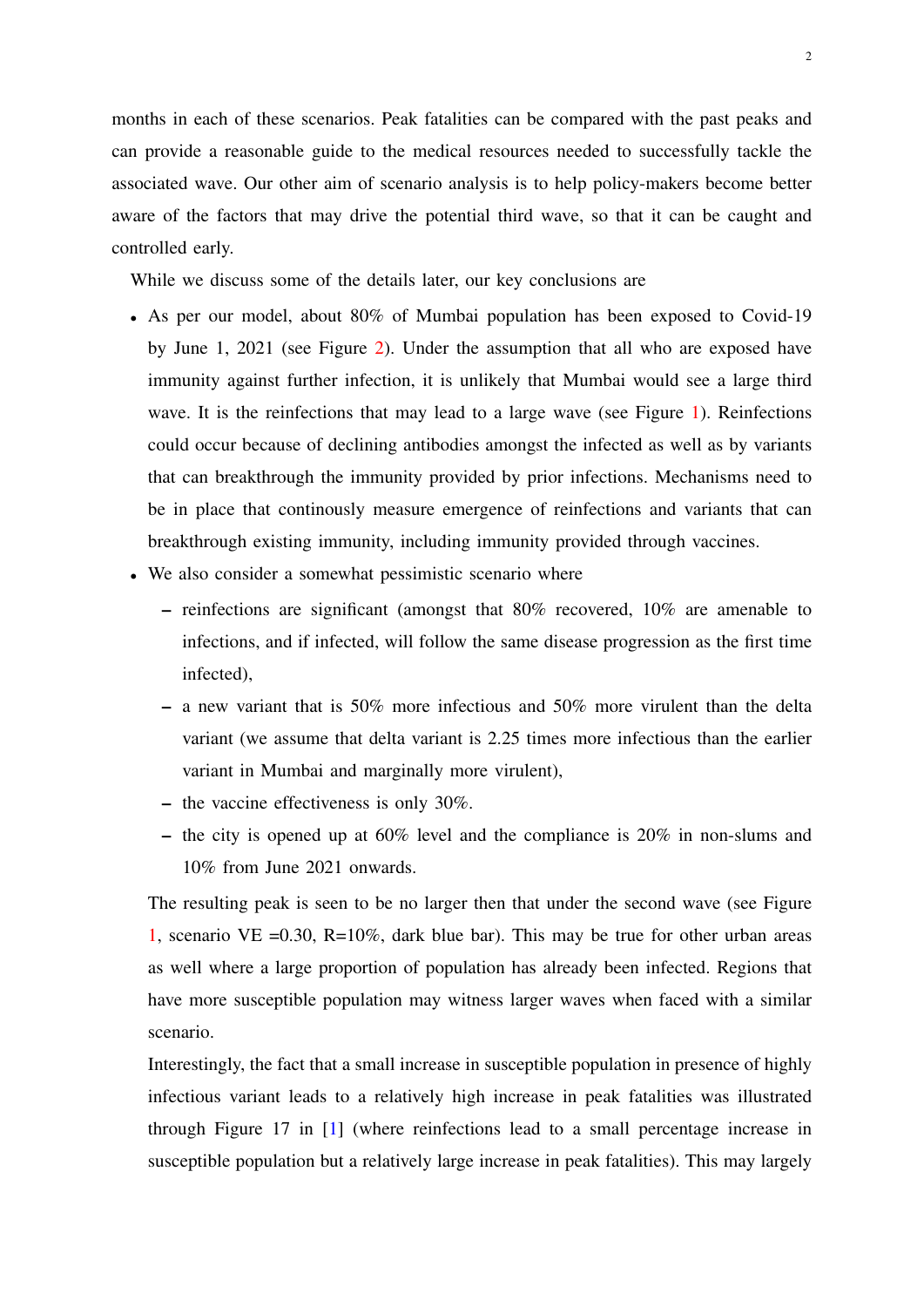months in each of these scenarios. Peak fatalities can be compared with the past peaks and can provide a reasonable guide to the medical resources needed to successfully tackle the associated wave. Our other aim of scenario analysis is to help policy-makers become better aware of the factors that may drive the potential third wave, so that it can be caught and controlled early.

While we discuss some of the details later, our key conclusions are

- As per our model, about 80% of Mumbai population has been exposed to Covid-19 by June 1, 2021 (see Figure 2). Under the assumption that all who are exposed have immunity against further infection, it is unlikely that Mumbai would see a large third wave. It is the reinfections that may lead to a large wave (see Figure 1). Reinfections could occur because of declining antibodies amongst the infected as well as by variants that can breakthrough the immunity provided by prior infections. Mechanisms need to be in place that continously measure emergence of reinfections and variants that can breakthrough existing immunity, including immunity provided through vaccines.
- We also consider a somewhat pessimistic scenario where
  - reinfections are significant (amongst that 80% recovered, 10% are amenable to infections, and if infected, will follow the same disease progression as the first time infected),
  - a new variant that is 50% more infectious and 50% more virulent than the delta variant (we assume that delta variant is 2.25 times more infectious than the earlier variant in Mumbai and marginally more virulent),
  - the vaccine effectiveness is only 30%.
  - the city is opened up at 60% level and the compliance is 20% in non-slums and 10% from June 2021 onwards.

  The resulting peak is seen to be no larger then that under the second wave (see Figure 1, scenario VE =0.30, R=10%, dark blue bar). This may be true for other urban areas as well where a large proportion of population has already been infected. Regions that have more susceptible population may witness larger waves when faced with a similar scenario.

  Interestingly, the fact that a small increase in susceptible population in presence of highly infectious variant leads to a relatively high increase in peak fatalities was illustrated through Figure 17 in [1] (where reinfections lead to a small percentage increase in susceptible population but a relatively large increase in peak fatalities). This may largely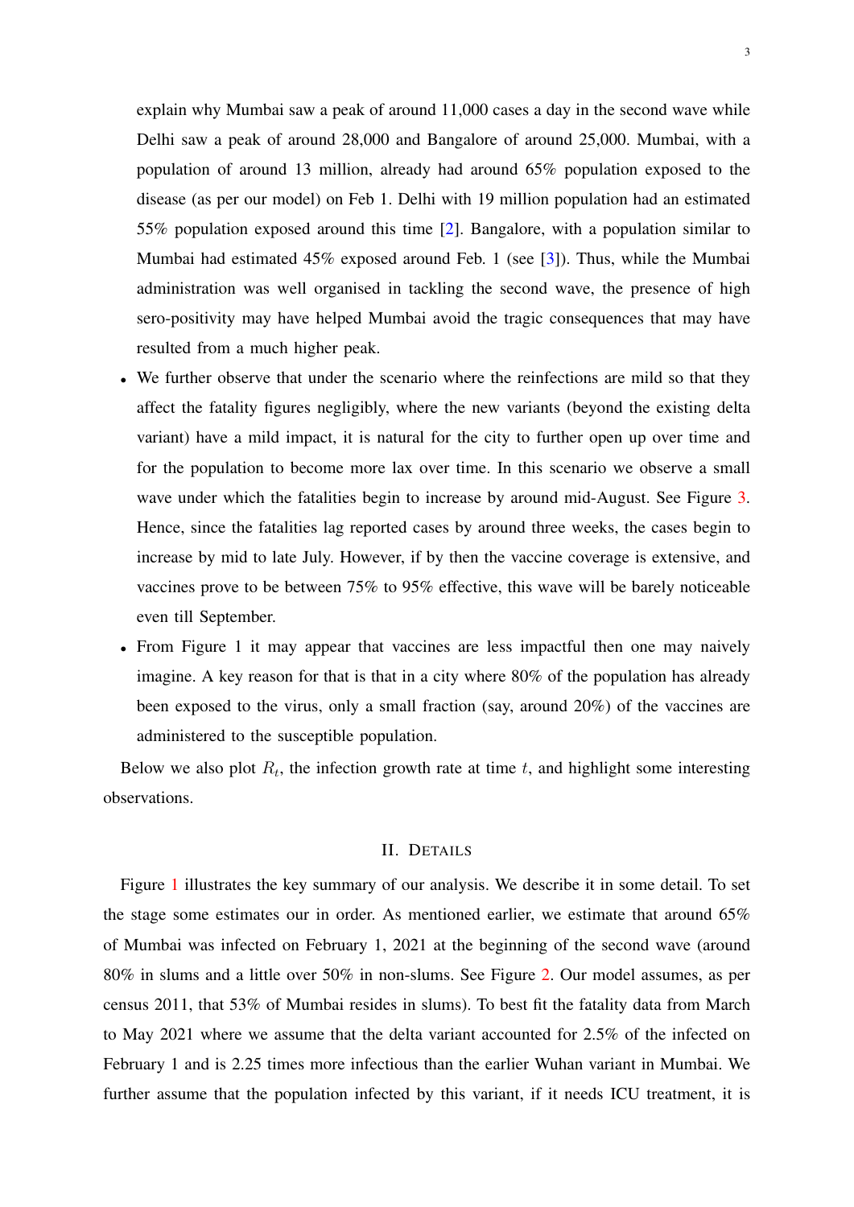explain why Mumbai saw a peak of around 11,000 cases a day in the second wave while Delhi saw a peak of around 28,000 and Bangalore of around 25,000. Mumbai, with a population of around 13 million, already had around 65% population exposed to the disease (as per our model) on Feb 1. Delhi with 19 million population had an estimated 55% population exposed around this time [2]. Bangalore, with a population similar to Mumbai had estimated 45% exposed around Feb. 1 (see [3]). Thus, while the Mumbai administration was well organised in tackling the second wave, the presence of high sero-positivity may have helped Mumbai avoid the tragic consequences that may have resulted from a much higher peak.

- We further observe that under the scenario where the reinfections are mild so that they affect the fatality figures negligibly, where the new variants (beyond the existing delta variant) have a mild impact, it is natural for the city to further open up over time and for the population to become more lax over time. In this scenario we observe a small wave under which the fatalities begin to increase by around mid-August. See Figure 3. Hence, since the fatalities lag reported cases by around three weeks, the cases begin to increase by mid to late July. However, if by then the vaccine coverage is extensive, and vaccines prove to be between 75% to 95% effective, this wave will be barely noticeable even till September.
- From Figure 1 it may appear that vaccines are less impactful then one may naively imagine. A key reason for that is that in a city where 80% of the population has already been exposed to the virus, only a small fraction (say, around 20%) of the vaccines are administered to the susceptible population.

Below we also plot $R_t$, the infection growth rate at time $t$, and highlight some interesting observations.

## II. Details

Figure 1 illustrates the key summary of our analysis. We describe it in some detail. To set the stage some estimates our in order. As mentioned earlier, we estimate that around 65% of Mumbai was infected on February 1, 2021 at the beginning of the second wave (around 80% in slums and a little over 50% in non-slums. See Figure 2. Our model assumes, as per census 2011, that 53% of Mumbai resides in slums). To best fit the fatality data from March to May 2021 where we assume that the delta variant accounted for 2.5% of the infected on February 1 and is 2.25 times more infectious than the earlier Wuhan variant in Mumbai. We further assume that the population infected by this variant, if it needs ICU treatment, it is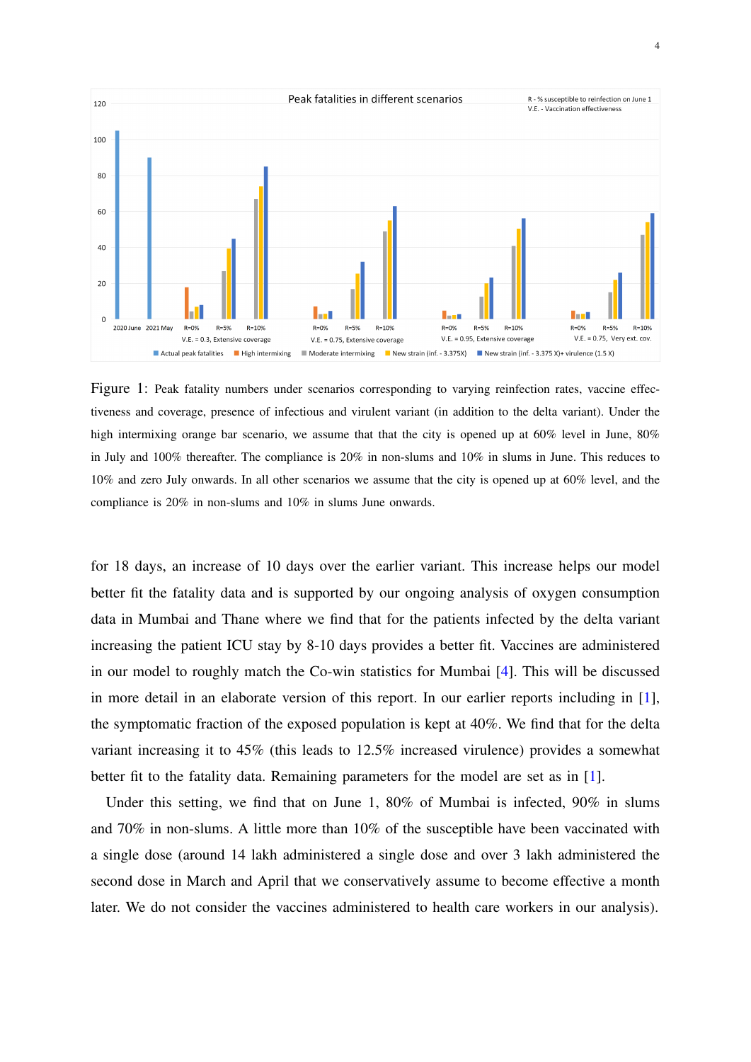Figure 1: Peak fatality numbers under scenarios corresponding to varying reinfection rates, vaccine effectiveness and coverage, presence of infectious and virulent variant (in addition to the delta variant). Under the high intermixing orange bar scenario, we assume that that the city is opened up at 60% level in June, 80% in July and 100% thereafter. The compliance is 20% in non-slums and 10% in slums in June. This reduces to 10% and zero July onwards. In all other scenarios we assume that the city is opened up at 60% level, and the compliance is 20% in non-slums and 10% in slums June onwards.

for 18 days, an increase of 10 days over the earlier variant. This increase helps our model better fit the fatality data and is supported by our ongoing analysis of oxygen consumption data in Mumbai and Thane where we find that for the patients infected by the delta variant increasing the patient ICU stay by 8-10 days provides a better fit. Vaccines are administered in our model to roughly match the Co-win statistics for Mumbai [4]. This will be discussed in more detail in an elaborate version of this report. In our earlier reports including in [1], the symptomatic fraction of the exposed population is kept at 40%. We find that for the delta variant increasing it to 45% (this leads to 12.5% increased virulence) provides a somewhat better fit to the fatality data. Remaining parameters for the model are set as in [1].

Under this setting, we find that on June 1, 80% of Mumbai is infected, 90% in slums and 70% in non-slums. A little more than 10% of the susceptible have been vaccinated with a single dose (around 14 lakh administered a single dose and over 3 lakh administered the second dose in March and April that we conservatively assume to become effective a month later. We do not consider the vaccines administered to health care workers in our analysis).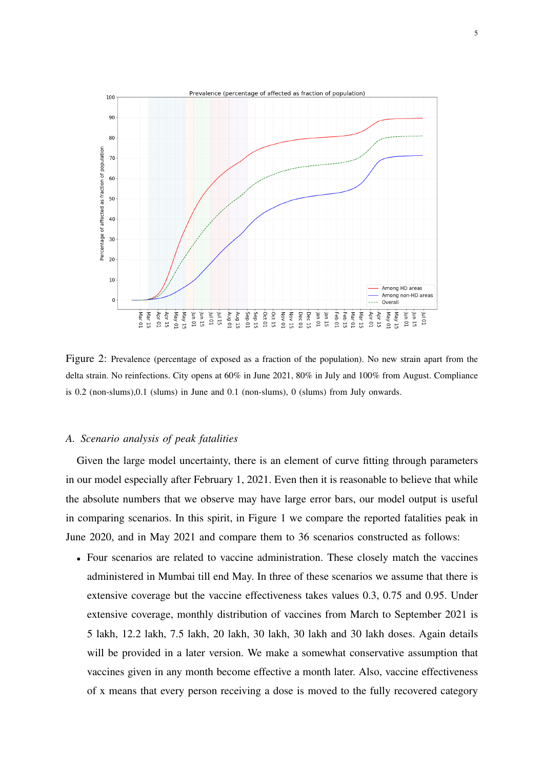Figure 2: Prevalence (percentage of exposed as a fraction of the population). No new strain apart from the delta strain. No reinfections. City opens at 60% in June 2021, 80% in July and 100% from August. Compliance is 0.2 (non-slums),0.1 (slums) in June and 0.1 (non-slums), 0 (slums) from July onwards.

### A. Scenario analysis of peak fatalities

Given the large model uncertainty, there is an element of curve fitting through parameters in our model especially after February 1, 2021. Even then it is reasonable to believe that while the absolute numbers that we observe may have large error bars, our model output is useful in comparing scenarios. In this spirit, in Figure 1 we compare the reported fatalities peak in June 2020, and in May 2021 and compare them to 36 scenarios constructed as follows:

- Four scenarios are related to vaccine administration. These closely match the vaccines administered in Mumbai till end May. In three of these scenarios we assume that there is extensive coverage but the vaccine effectiveness takes values 0.3, 0.75 and 0.95. Under extensive coverage, monthly distribution of vaccines from March to September 2021 is 5 lakh, 12.2 lakh, 7.5 lakh, 20 lakh, 30 lakh, 30 lakh and 30 lakh doses. Again details will be provided in a later version. We make a somewhat conservative assumption that vaccines given in any month become effective a month later. Also, vaccine effectiveness of x means that every person receiving a dose is moved to the fully recovered category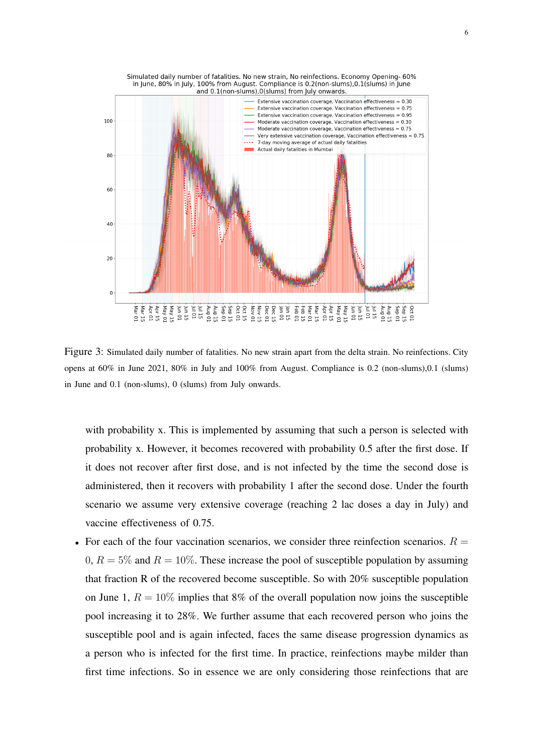Figure 3: Simulated daily number of fatalities. No new strain apart from the delta strain. No reinfections. City opens at 60% in June 2021, 80% in July and 100% from August. Compliance is 0.2 (non-slums),0.1 (slums) in June and 0.1 (non-slums), 0 (slums) from July onwards.

with probability x. This is implemented by assuming that such a person is selected with probability x. However, it becomes recovered with probability 0.5 after the first dose. If it does not recover after first dose, and is not infected by the time the second dose is administered, then it recovers with probability 1 after the second dose. Under the fourth scenario we assume very extensive coverage (reaching 2 lac doses a day in July) and vaccine effectiveness of 0.75.

- For each of the four vaccination scenarios, we consider three reinfection scenarios. $R = 0$, $R = 5\%$ and $R = 10\%$. These increase the pool of susceptible population by assuming that fraction R of the recovered become susceptible. So with 20% susceptible population on June 1, $R = 10\%$ implies that 8% of the overall population now joins the susceptible pool increasing it to 28%. We further assume that each recovered person who joins the susceptible pool and is again infected, faces the same disease progression dynamics as a person who is infected for the first time. In practice, reinfections maybe milder than first time infections. So in essence we are only considering those reinfections that are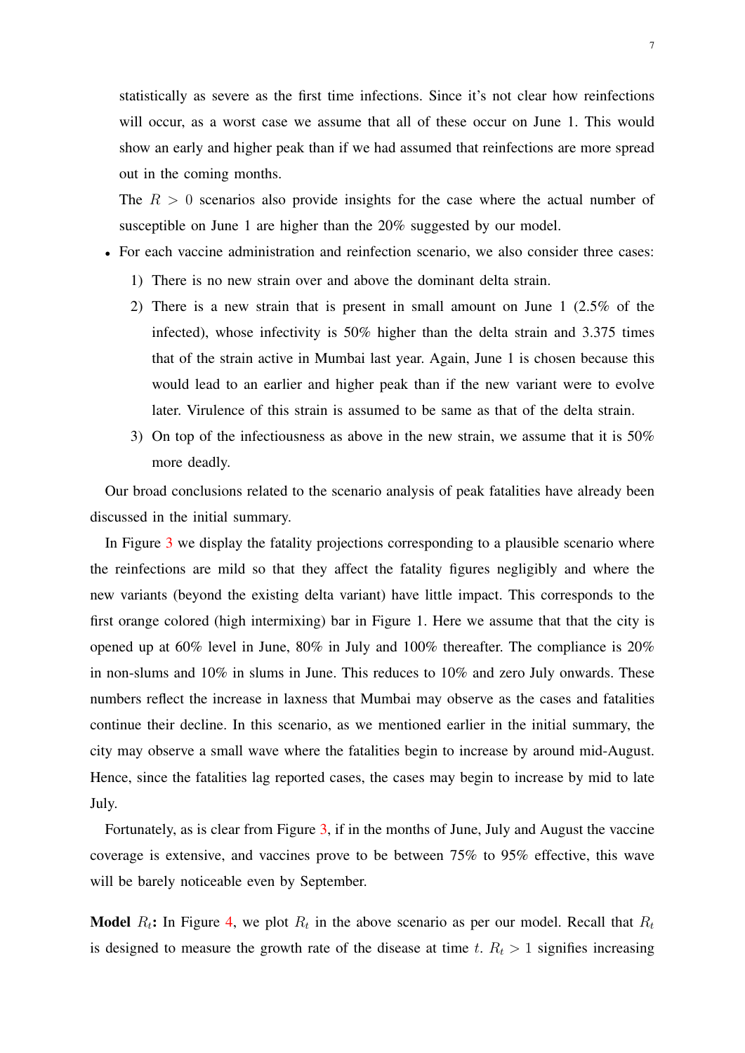statistically as severe as the first time infections. Since it's not clear how reinfections will occur, as a worst case we assume that all of these occur on June 1. This would show an early and higher peak than if we had assumed that reinfections are more spread out in the coming months.

The $R > 0$ scenarios also provide insights for the case where the actual number of susceptible on June 1 are higher than the 20% suggested by our model.

- For each vaccine administration and reinfection scenario, we also consider three cases:
  1) There is no new strain over and above the dominant delta strain.
  2) There is a new strain that is present in small amount on June 1 (2.5% of the infected), whose infectivity is 50% higher than the delta strain and 3.375 times that of the strain active in Mumbai last year. Again, June 1 is chosen because this would lead to an earlier and higher peak than if the new variant were to evolve later. Virulence of this strain is assumed to be same as that of the delta strain.
  3) On top of the infectiousness as above in the new strain, we assume that it is 50% more deadly.

Our broad conclusions related to the scenario analysis of peak fatalities have already been discussed in the initial summary.

In Figure 3 we display the fatality projections corresponding to a plausible scenario where the reinfections are mild so that they affect the fatality figures negligibly and where the new variants (beyond the existing delta variant) have little impact. This corresponds to the first orange colored (high intermixing) bar in Figure 1. Here we assume that that the city is opened up at 60% level in June, 80% in July and 100% thereafter. The compliance is 20% in non-slums and 10% in slums in June. This reduces to 10% and zero July onwards. These numbers reflect the increase in laxness that Mumbai may observe as the cases and fatalities continue their decline. In this scenario, as we mentioned earlier in the initial summary, the city may observe a small wave where the fatalities begin to increase by around mid-August. Hence, since the fatalities lag reported cases, the cases may begin to increase by mid to late July.

Fortunately, as is clear from Figure 3, if in the months of June, July and August the vaccine coverage is extensive, and vaccines prove to be between 75% to 95% effective, this wave will be barely noticeable even by September.

**Model $R_t$:** In Figure 4, we plot $R_t$ in the above scenario as per our model. Recall that $R_t$ is designed to measure the growth rate of the disease at time $t$. $R_t > 1$ signifies increasing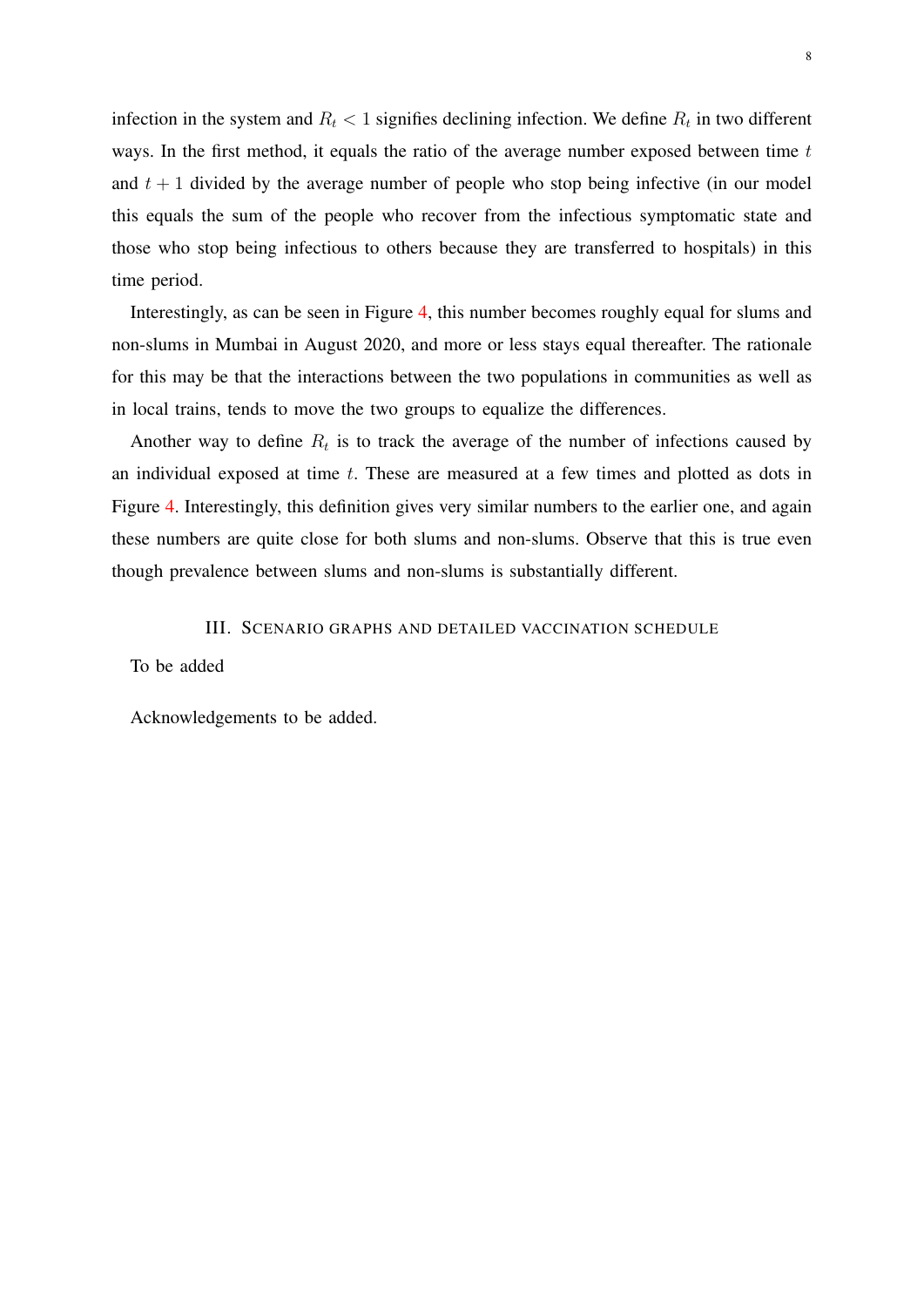infection in the system and $R_t < 1$ signifies declining infection. We define $R_t$ in two different ways. In the first method, it equals the ratio of the average number exposed between time $t$ and $t+1$ divided by the average number of people who stop being infective (in our model this equals the sum of the people who recover from the infectious symptomatic state and those who stop being infectious to others because they are transferred to hospitals) in this time period.

Interestingly, as can be seen in Figure 4, this number becomes roughly equal for slums and non-slums in Mumbai in August 2020, and more or less stays equal thereafter. The rationale for this may be that the interactions between the two populations in communities as well as in local trains, tends to move the two groups to equalize the differences.

Another way to define $R_t$ is to track the average of the number of infections caused by an individual exposed at time $t$. These are measured at a few times and plotted as dots in Figure 4. Interestingly, this definition gives very similar numbers to the earlier one, and again these numbers are quite close for both slums and non-slums. Observe that this is true even though prevalence between slums and non-slums is substantially different.

## III. Scenario graphs and detailed vaccination schedule

To be added

Acknowledgements to be added.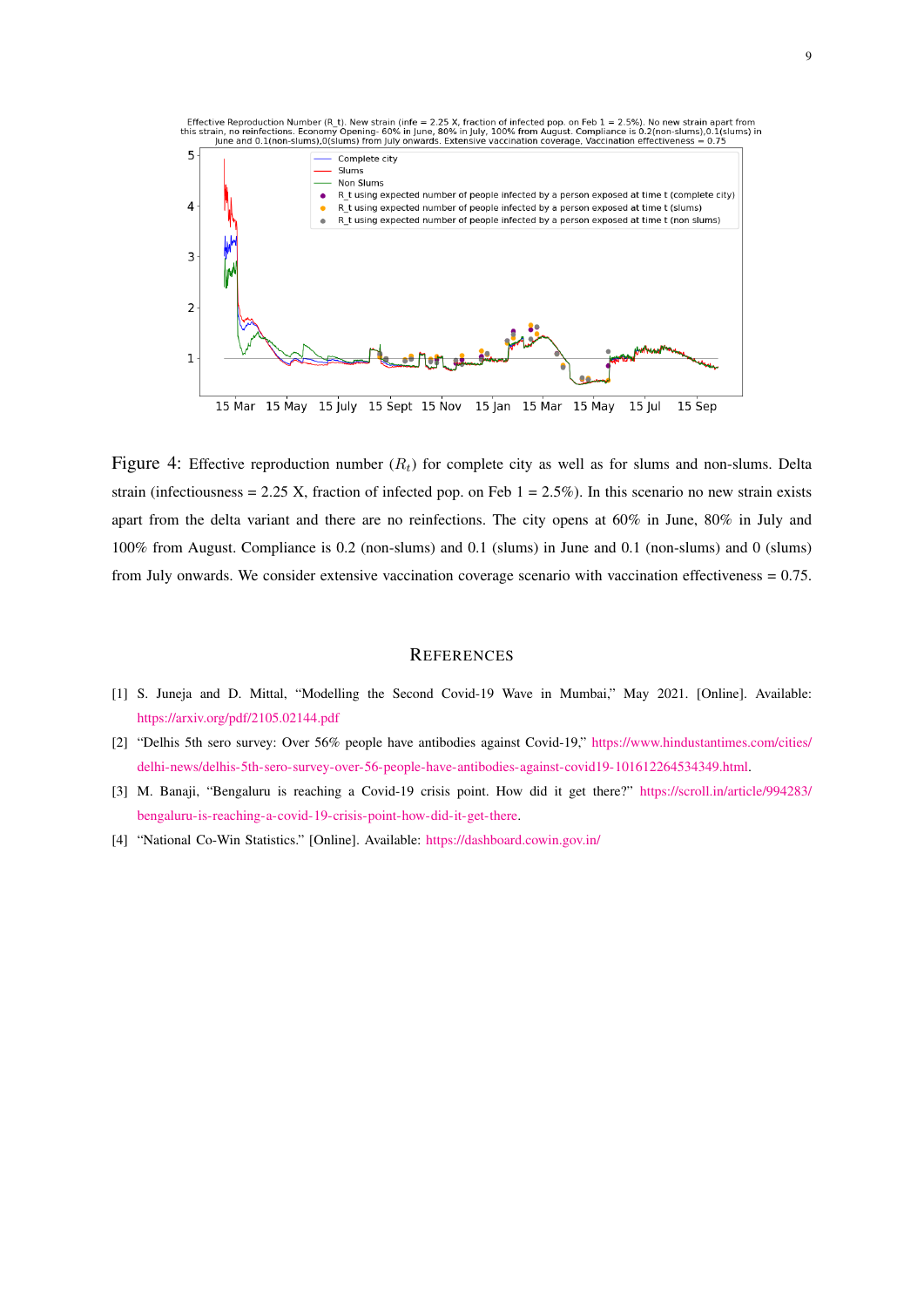Effective Reproduction Number (R_t). New strain (infe = 2.25 X, fraction of infected pop. on Feb 1 = 2.5%). No new strain apart from this strain, no reinfections. Economy Opening- 60% in June, 80% in July, 100% from August. Compliance is 0.2(non-slums),0.1(slums) in June and 0.1(non-slums),0(slums) from July onwards. Extensive vaccination coverage, Vaccination effectiveness = 0.75

Complete city
Slums
Non Slums
R_t using expected number of people infected by a person exposed at time t (complete city)
R_t using expected number of people infected by a person exposed at time t (slums)
R_t using expected number of people infected by a person exposed at time t (non slums)

5
4
3
2
1

15 Mar 15 May 15 July 15 Sept 15 Nov 15 Jan 15 Mar 15 May 15 Jul 15 Sep

Figure 4: Effective reproduction number ($R_t$) for complete city as well as for slums and non-slums. Delta strain (infectiousness = 2.25 X, fraction of infected pop. on Feb 1 = 2.5%). In this scenario no new strain exists apart from the delta variant and there are no reinfections. The city opens at 60% in June, 80% in July and 100% from August. Compliance is 0.2 (non-slums) and 0.1 (slums) in June and 0.1 (non-slums) and 0 (slums) from July onwards. We consider extensive vaccination coverage scenario with vaccination effectiveness = 0.75.

## References

[1] S. Juneja and D. Mittal, "Modelling the Second Covid-19 Wave in Mumbai," May 2021. [Online]. Available: https://arxiv.org/pdf/2105.02144.pdf

[2] "Delhis 5th sero survey: Over 56% people have antibodies against Covid-19," https://www.hindustantimes.com/cities/delhi-news/delhis-5th-sero-survey-over-56-people-have-antibodies-against-covid19-101612264534349.html.

[3] M. Banaji, "Bengaluru is reaching a Covid-19 crisis point. How did it get there?" https://scroll.in/article/994283/bengaluru-is-reaching-a-covid-19-crisis-point-how-did-it-get-there.

[4] "National Co-Win Statistics." [Online]. Available: https://dashboard.cowin.gov.in/